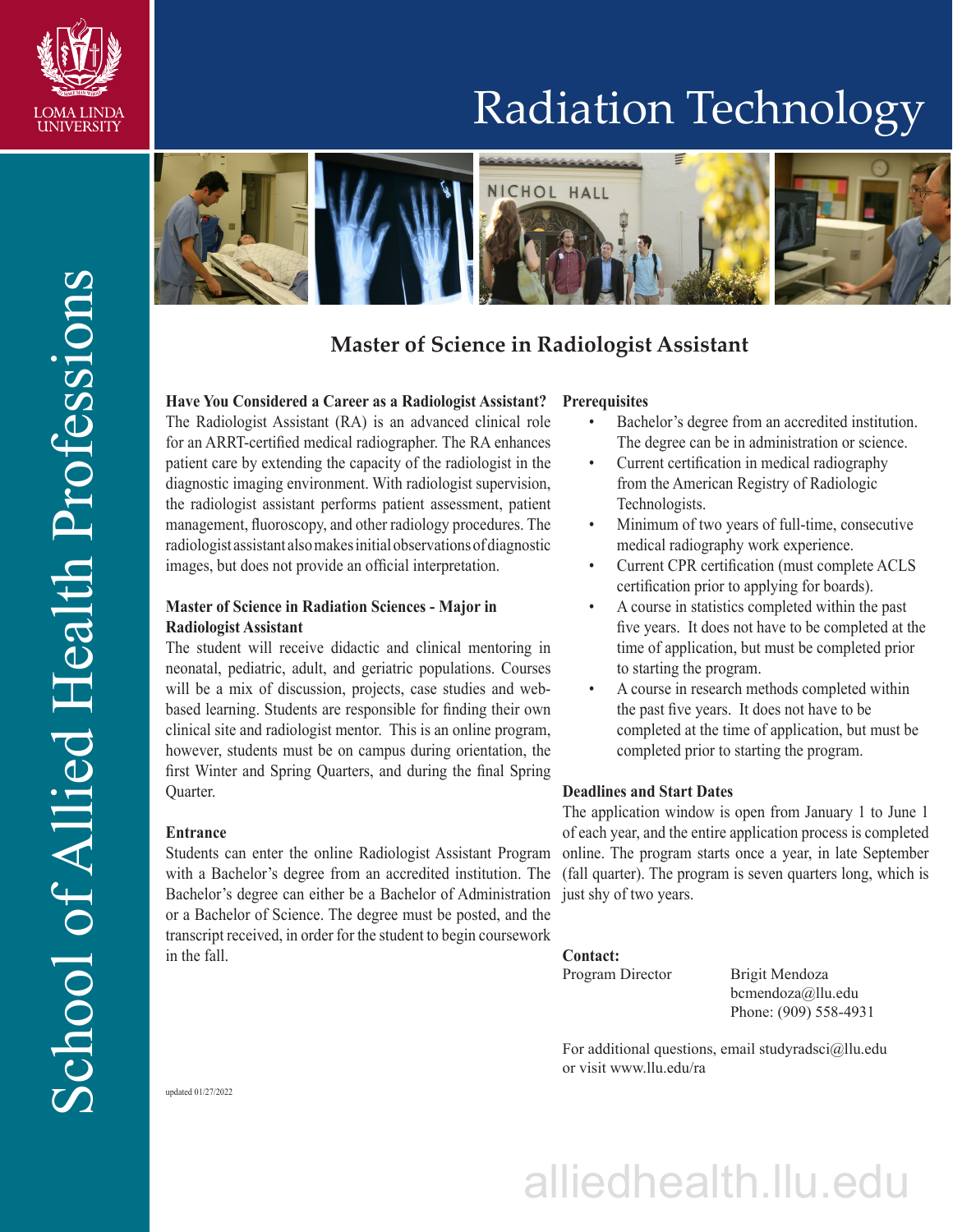LOMA LINDA UNIVERSITY

# Radiation Technology

School of Allied Health Professions

## Master of Science in Radiologist Assistant

### Have You Considered a Career as a Radiologist Assistant?

The Radiologist Assistant (RA) is an advanced clinical role for an ARRT-certified medical radiographer. The RA enhances patient care by extending the capacity of the radiologist in the diagnostic imaging environment. With radiologist supervision, the radiologist assistant performs patient assessment, patient management, fluoroscopy, and other radiology procedures. The radiologist assistant also makes initial observations of diagnostic images, but does not provide an official interpretation.

### Master of Science in Radiation Sciences - Major in Radiologist Assistant

The student will receive didactic and clinical mentoring in neonatal, pediatric, adult, and geriatric populations. Courses will be a mix of discussion, projects, case studies and web-based learning. Students are responsible for finding their own clinical site and radiologist mentor. This is an online program, however, students must be on campus during orientation, the first Winter and Spring Quarters, and during the final Spring Quarter.

### Entrance

Students can enter the online Radiologist Assistant Program with a Bachelor's degree from an accredited institution. The Bachelor's degree can either be a Bachelor of Administration or a Bachelor of Science. The degree must be posted, and the transcript received, in order for the student to begin coursework in the fall.

updated 01/27/2022

### Prerequisites

- Bachelor's degree from an accredited institution. The degree can be in administration or science.
- Current certification in medical radiography from the American Registry of Radiologic Technologists.
- Minimum of two years of full-time, consecutive medical radiography work experience.
- Current CPR certification (must complete ACLS certification prior to applying for boards).
- A course in statistics completed within the past five years. It does not have to be completed at the time of application, but must be completed prior to starting the program.
- A course in research methods completed within the past five years. It does not have to be completed at the time of application, but must be completed prior to starting the program.

### Deadlines and Start Dates

The application window is open from January 1 to June 1 of each year, and the entire application process is completed online. The program starts once a year, in late September (fall quarter). The program is seven quarters long, which is just shy of two years.

### Contact:

Program Director
Brigit Mendoza
bcmendoza@llu.edu
Phone: (909) 558-4931

For additional questions, email studyradsci@llu.edu or visit www.llu.edu/ra

alliedhealth.llu.edu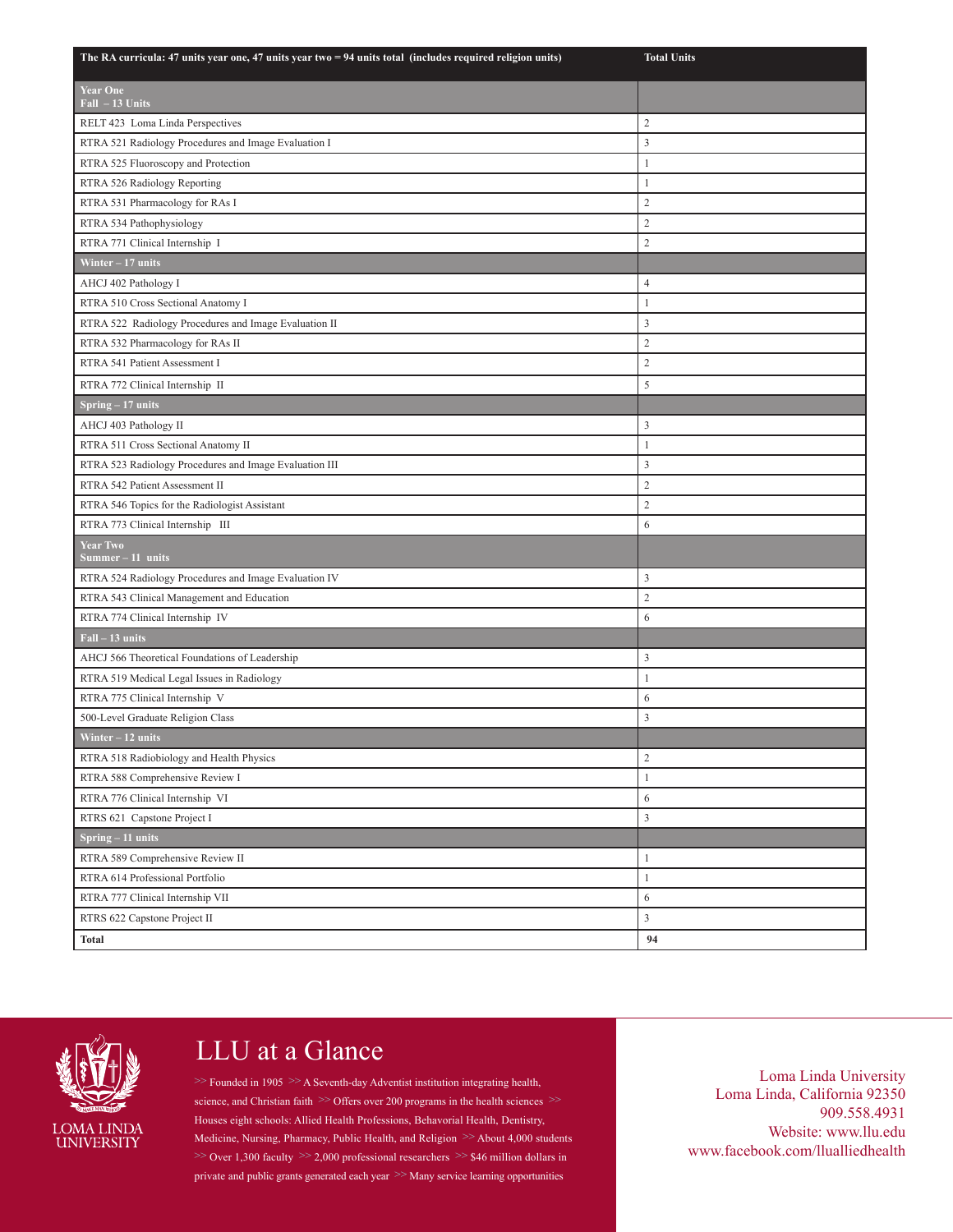| The RA curricula: 47 units year one, 47 units year two = 94 units total (includes required religion units) | Total Units |
|---|---|
| **Year One**<br>**Fall – 13 Units** | |
| RELT 423 Loma Linda Perspectives | 2 |
| RTRA 521 Radiology Procedures and Image Evaluation I | 3 |
| RTRA 525 Fluoroscopy and Protection | 1 |
| RTRA 526 Radiology Reporting | 1 |
| RTRA 531 Pharmacology for RAs I | 2 |
| RTRA 534 Pathophysiology | 2 |
| RTRA 771 Clinical Internship I | 2 |
| **Winter – 17 units** | |
| AHCJ 402 Pathology I | 4 |
| RTRA 510 Cross Sectional Anatomy I | 1 |
| RTRA 522 Radiology Procedures and Image Evaluation II | 3 |
| RTRA 532 Pharmacology for RAs II | 2 |
| RTRA 541 Patient Assessment I | 2 |
| RTRA 772 Clinical Internship II | 5 |
| **Spring – 17 units** | |
| AHCJ 403 Pathology II | 3 |
| RTRA 511 Cross Sectional Anatomy II | 1 |
| RTRA 523 Radiology Procedures and Image Evaluation III | 3 |
| RTRA 542 Patient Assessment II | 2 |
| RTRA 546 Topics for the Radiologist Assistant | 2 |
| RTRA 773 Clinical Internship III | 6 |
| **Year Two**<br>**Summer – 11 units** | |
| RTRA 524 Radiology Procedures and Image Evaluation IV | 3 |
| RTRA 543 Clinical Management and Education | 2 |
| RTRA 774 Clinical Internship IV | 6 |
| **Fall – 13 units** | |
| AHCJ 566 Theoretical Foundations of Leadership | 3 |
| RTRA 519 Medical Legal Issues in Radiology | 1 |
| RTRA 775 Clinical Internship V | 6 |
| 500-Level Graduate Religion Class | 3 |
| **Winter – 12 units** | |
| RTRA 518 Radiobiology and Health Physics | 2 |
| RTRA 588 Comprehensive Review I | 1 |
| RTRA 776 Clinical Internship VI | 6 |
| RTRS 621 Capstone Project I | 3 |
| **Spring – 11 units** | |
| RTRA 589 Comprehensive Review II | 1 |
| RTRA 614 Professional Portfolio | 1 |
| RTRA 777 Clinical Internship VII | 6 |
| RTRS 622 Capstone Project II | 3 |
| **Total** | **94** |

LOMA LINDA UNIVERSITY

## LLU at a Glance

>> Founded in 1905 >> A Seventh-day Adventist institution integrating health, science, and Christian faith >> Offers over 200 programs in the health sciences >> Houses eight schools: Allied Health Professions, Behavorial Health, Dentistry, Medicine, Nursing, Pharmacy, Public Health, and Religion >> About 4,000 students >> Over 1,300 faculty >> 2,000 professional researchers >> $46 million dollars in private and public grants generated each year >> Many service learning opportunities

Loma Linda University
Loma Linda, California 92350
909.558.4931
Website: www.llu.edu
www.facebook.com/lluallliedhealth